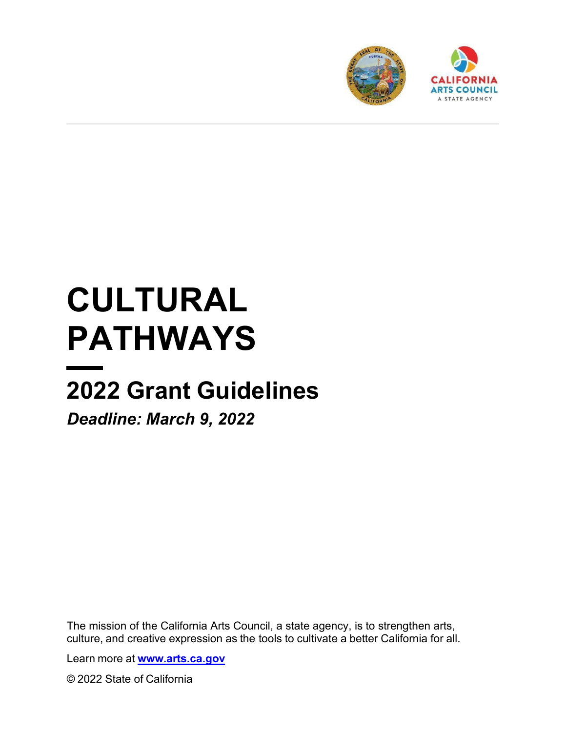# CULTURAL PATHWAYS

## 2022 Grant Guidelines

***Deadline: March 9, 2022***

The mission of the California Arts Council, a state agency, is to strengthen arts, culture, and creative expression as the tools to cultivate a better California for all.

Learn more at **[www.arts.ca.gov](http://www.arts.ca.gov)**

© 2022 State of California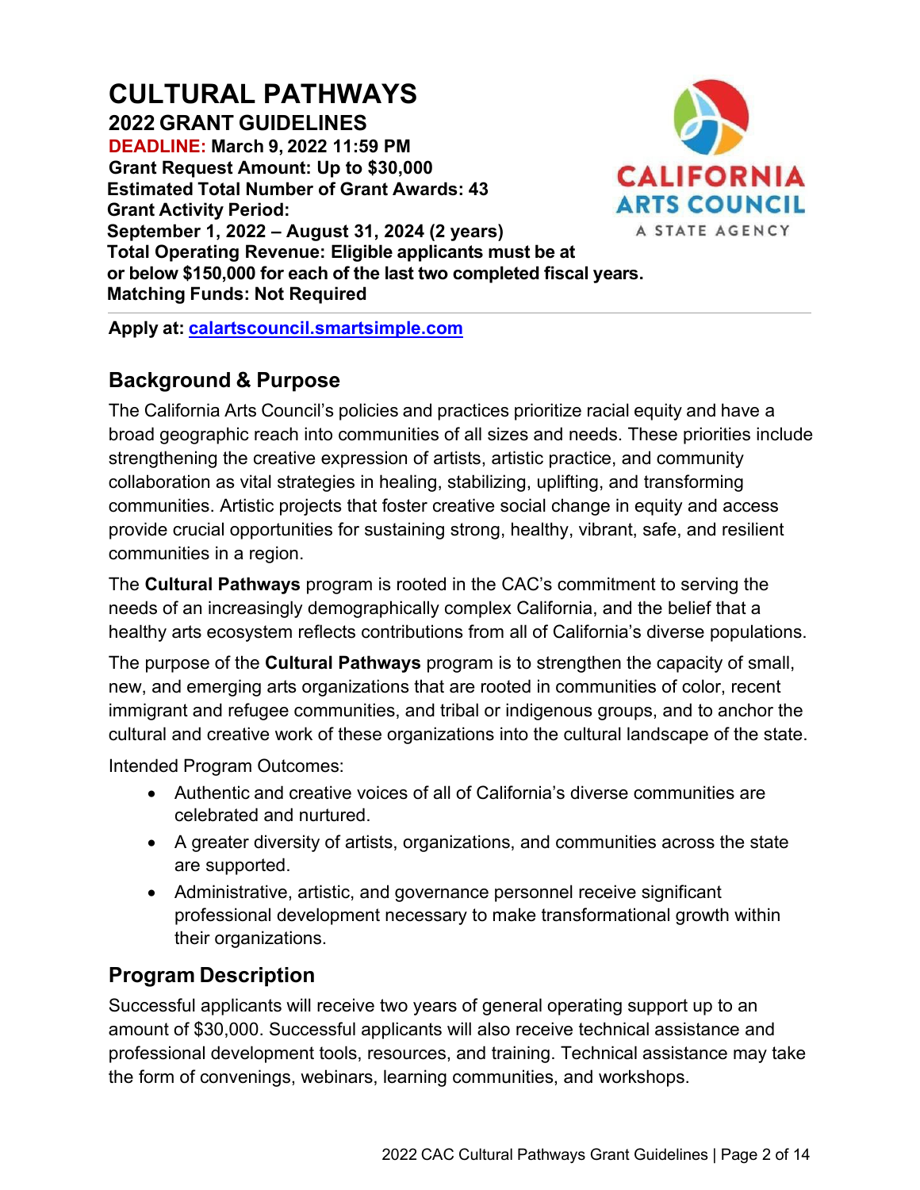# CULTURAL PATHWAYS

## 2022 GRANT GUIDELINES

**DEADLINE: March 9, 2022 11:59 PM**
**Grant Request Amount: Up to $30,000**
**Estimated Total Number of Grant Awards: 43**
**Grant Activity Period:**
**September 1, 2022 – August 31, 2024 (2 years)**
**Total Operating Revenue: Eligible applicants must be at or below $150,000 for each of the last two completed fiscal years.**
**Matching Funds: Not Required**

---

**Apply at: [calartscouncil.smartsimple.com](https://calartscouncil.smartsimple.com)**

## Background & Purpose

The California Arts Council's policies and practices prioritize racial equity and have a broad geographic reach into communities of all sizes and needs. These priorities include strengthening the creative expression of artists, artistic practice, and community collaboration as vital strategies in healing, stabilizing, uplifting, and transforming communities. Artistic projects that foster creative social change in equity and access provide crucial opportunities for sustaining strong, healthy, vibrant, safe, and resilient communities in a region.

The **Cultural Pathways** program is rooted in the CAC's commitment to serving the needs of an increasingly demographically complex California, and the belief that a healthy arts ecosystem reflects contributions from all of California's diverse populations.

The purpose of the **Cultural Pathways** program is to strengthen the capacity of small, new, and emerging arts organizations that are rooted in communities of color, recent immigrant and refugee communities, and tribal or indigenous groups, and to anchor the cultural and creative work of these organizations into the cultural landscape of the state.

Intended Program Outcomes:

- Authentic and creative voices of all of California's diverse communities are celebrated and nurtured.
- A greater diversity of artists, organizations, and communities across the state are supported.
- Administrative, artistic, and governance personnel receive significant professional development necessary to make transformational growth within their organizations.

## Program Description

Successful applicants will receive two years of general operating support up to an amount of $30,000. Successful applicants will also receive technical assistance and professional development tools, resources, and training. Technical assistance may take the form of convenings, webinars, learning communities, and workshops.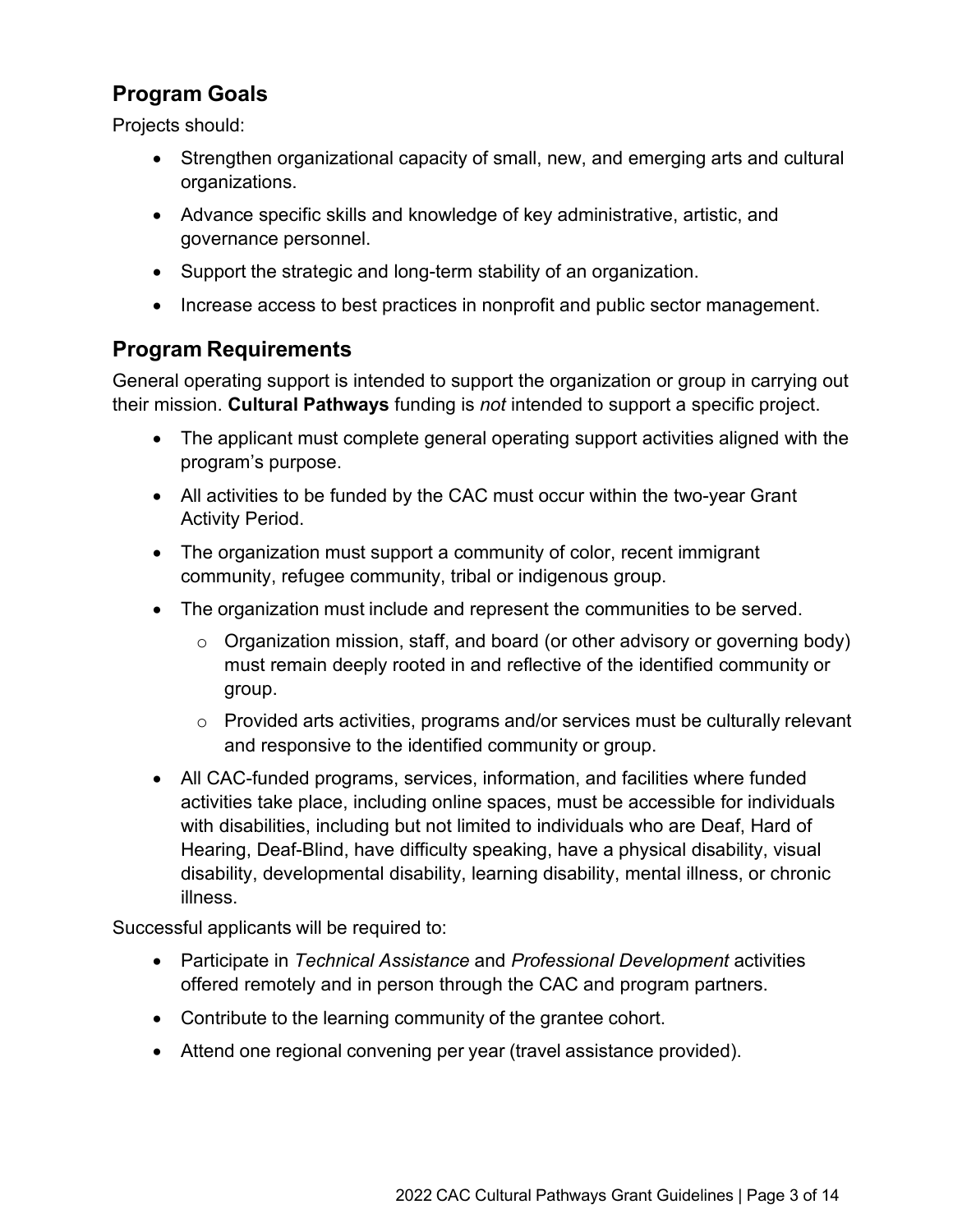## Program Goals

Projects should:

- Strengthen organizational capacity of small, new, and emerging arts and cultural organizations.
- Advance specific skills and knowledge of key administrative, artistic, and governance personnel.
- Support the strategic and long-term stability of an organization.
- Increase access to best practices in nonprofit and public sector management.

## Program Requirements

General operating support is intended to support the organization or group in carrying out their mission. **Cultural Pathways** funding is *not* intended to support a specific project.

- The applicant must complete general operating support activities aligned with the program's purpose.
- All activities to be funded by the CAC must occur within the two-year Grant Activity Period.
- The organization must support a community of color, recent immigrant community, refugee community, tribal or indigenous group.
- The organization must include and represent the communities to be served.
  - Organization mission, staff, and board (or other advisory or governing body) must remain deeply rooted in and reflective of the identified community or group.
  - Provided arts activities, programs and/or services must be culturally relevant and responsive to the identified community or group.
- All CAC-funded programs, services, information, and facilities where funded activities take place, including online spaces, must be accessible for individuals with disabilities, including but not limited to individuals who are Deaf, Hard of Hearing, Deaf-Blind, have difficulty speaking, have a physical disability, visual disability, developmental disability, learning disability, mental illness, or chronic illness.

Successful applicants will be required to:

- Participate in *Technical Assistance* and *Professional Development* activities offered remotely and in person through the CAC and program partners.
- Contribute to the learning community of the grantee cohort.
- Attend one regional convening per year (travel assistance provided).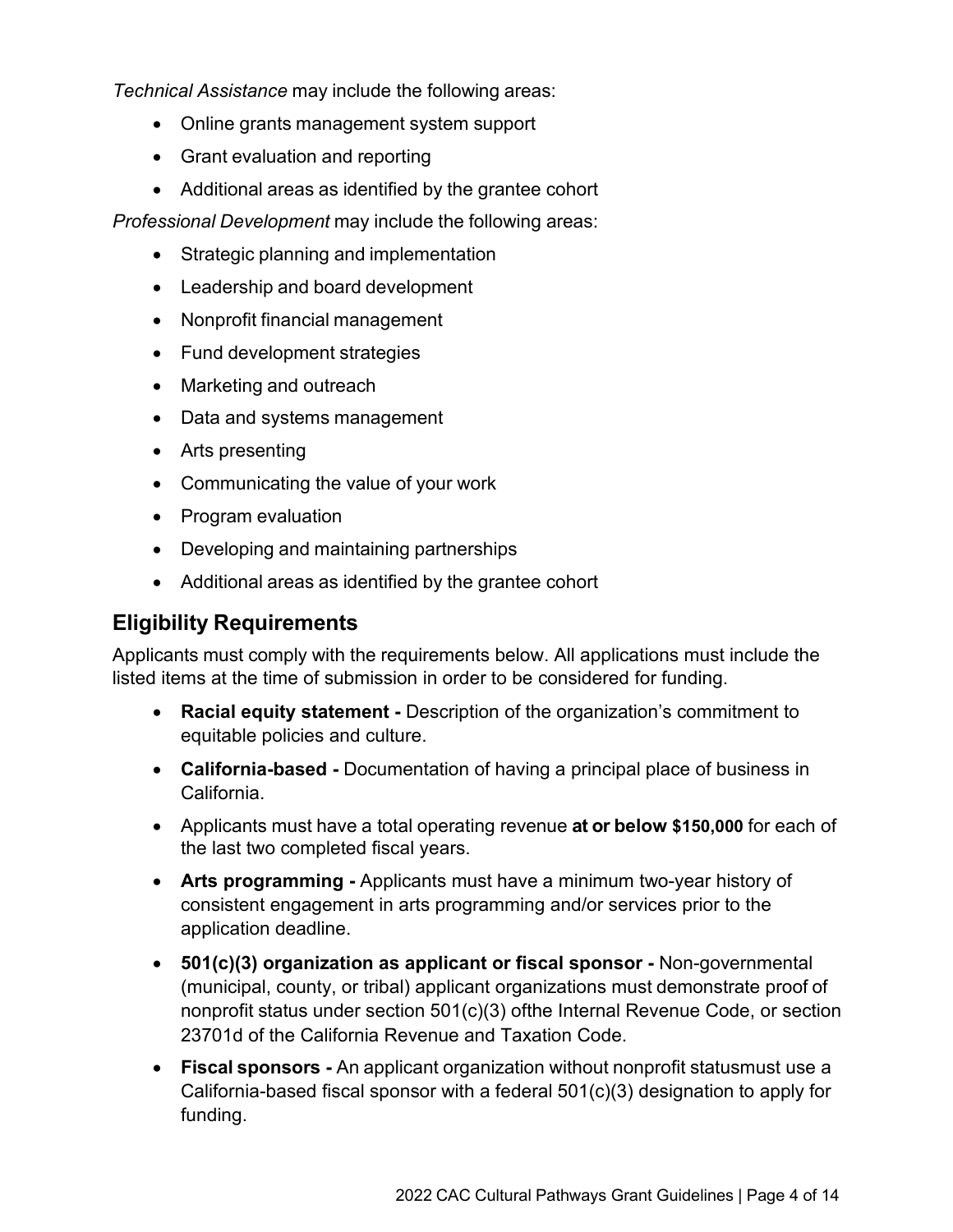*Technical Assistance* may include the following areas:

- Online grants management system support
- Grant evaluation and reporting
- Additional areas as identified by the grantee cohort

*Professional Development* may include the following areas:

- Strategic planning and implementation
- Leadership and board development
- Nonprofit financial management
- Fund development strategies
- Marketing and outreach
- Data and systems management
- Arts presenting
- Communicating the value of your work
- Program evaluation
- Developing and maintaining partnerships
- Additional areas as identified by the grantee cohort

## Eligibility Requirements

Applicants must comply with the requirements below. All applications must include the listed items at the time of submission in order to be considered for funding.

- **Racial equity statement -** Description of the organization's commitment to equitable policies and culture.
- **California-based -** Documentation of having a principal place of business in California.
- Applicants must have a total operating revenue **at or below $150,000** for each of the last two completed fiscal years.
- **Arts programming -** Applicants must have a minimum two-year history of consistent engagement in arts programming and/or services prior to the application deadline.
- **501(c)(3) organization as applicant or fiscal sponsor -** Non-governmental (municipal, county, or tribal) applicant organizations must demonstrate proof of nonprofit status under section 501(c)(3) ofthe Internal Revenue Code, or section 23701d of the California Revenue and Taxation Code.
- **Fiscal sponsors -** An applicant organization without nonprofit statusmust use a California-based fiscal sponsor with a federal 501(c)(3) designation to apply for funding.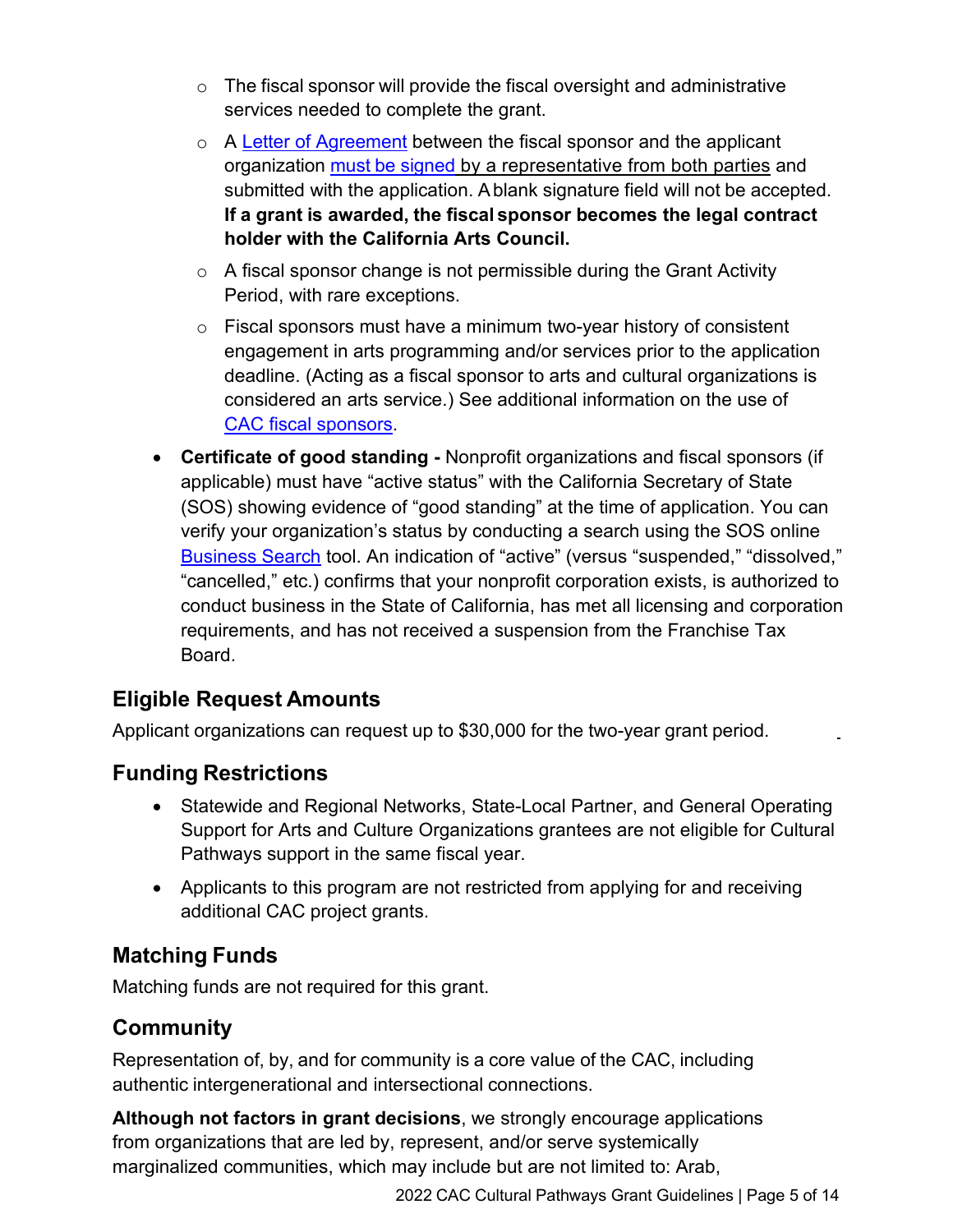- The fiscal sponsor will provide the fiscal oversight and administrative services needed to complete the grant.
  - A Letter of Agreement between the fiscal sponsor and the applicant organization must be signed by a representative from both parties and submitted with the application. A blank signature field will not be accepted. **If a grant is awarded, the fiscal sponsor becomes the legal contract holder with the California Arts Council.**
  - A fiscal sponsor change is not permissible during the Grant Activity Period, with rare exceptions.
  - Fiscal sponsors must have a minimum two-year history of consistent engagement in arts programming and/or services prior to the application deadline. (Acting as a fiscal sponsor to arts and cultural organizations is considered an arts service.) See additional information on the use of CAC fiscal sponsors.
- **Certificate of good standing -** Nonprofit organizations and fiscal sponsors (if applicable) must have "active status" with the California Secretary of State (SOS) showing evidence of "good standing" at the time of application. You can verify your organization's status by conducting a search using the SOS online Business Search tool. An indication of "active" (versus "suspended," "dissolved," "cancelled," etc.) confirms that your nonprofit corporation exists, is authorized to conduct business in the State of California, has met all licensing and corporation requirements, and has not received a suspension from the Franchise Tax Board.

## Eligible Request Amounts

Applicant organizations can request up to $30,000 for the two-year grant period.

## Funding Restrictions

- Statewide and Regional Networks, State-Local Partner, and General Operating Support for Arts and Culture Organizations grantees are not eligible for Cultural Pathways support in the same fiscal year.
- Applicants to this program are not restricted from applying for and receiving additional CAC project grants.

## Matching Funds

Matching funds are not required for this grant.

## Community

Representation of, by, and for community is a core value of the CAC, including authentic intergenerational and intersectional connections.

**Although not factors in grant decisions**, we strongly encourage applications from organizations that are led by, represent, and/or serve systemically marginalized communities, which may include but are not limited to: Arab,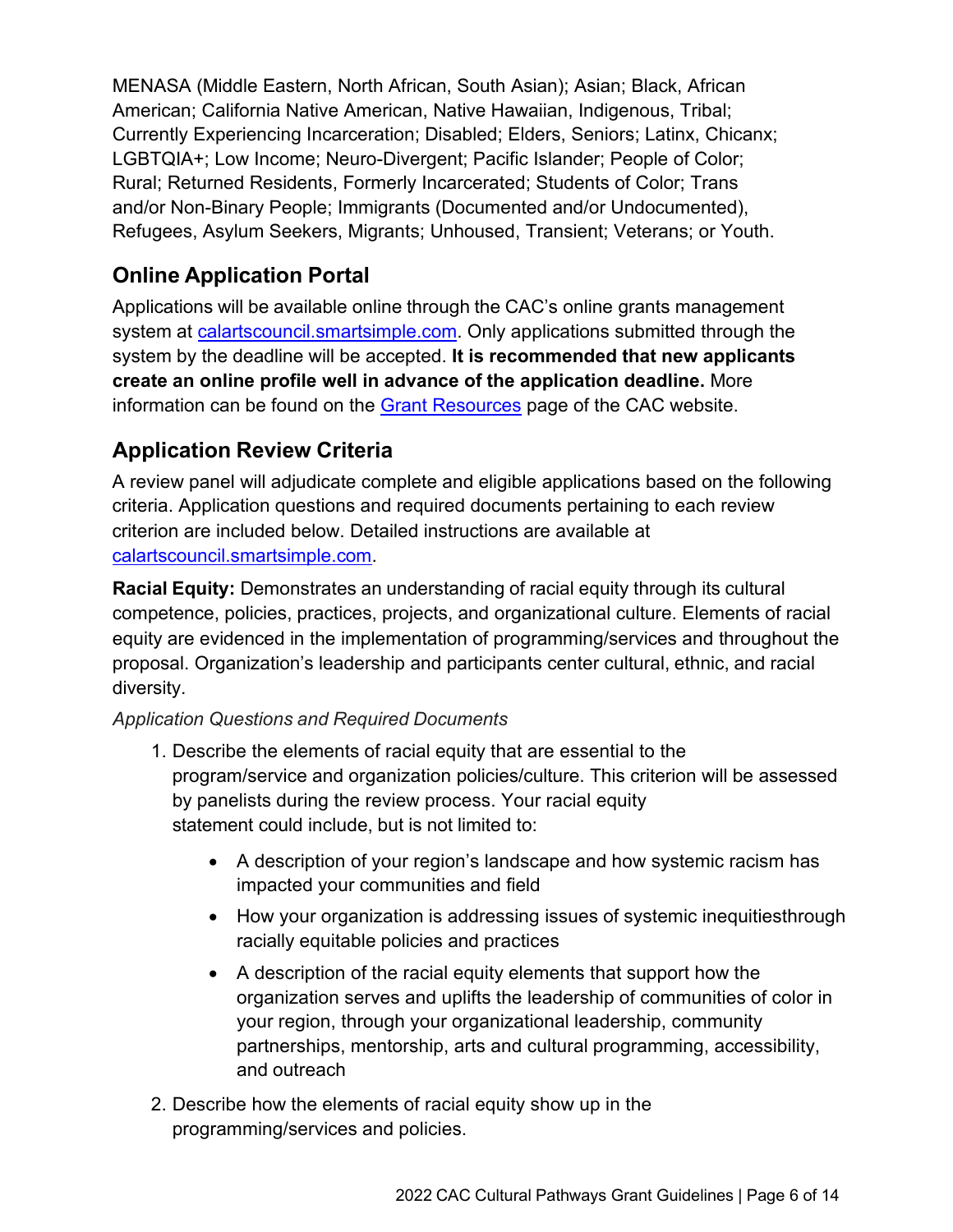MENASA (Middle Eastern, North African, South Asian); Asian; Black, African American; California Native American, Native Hawaiian, Indigenous, Tribal; Currently Experiencing Incarceration; Disabled; Elders, Seniors; Latinx, Chicanx; LGBTQIA+; Low Income; Neuro-Divergent; Pacific Islander; People of Color; Rural; Returned Residents, Formerly Incarcerated; Students of Color; Trans and/or Non-Binary People; Immigrants (Documented and/or Undocumented), Refugees, Asylum Seekers, Migrants; Unhoused, Transient; Veterans; or Youth.

## Online Application Portal

Applications will be available online through the CAC's online grants management system at [calartscouncil.smartsimple.com](calartscouncil.smartsimple.com). Only applications submitted through the system by the deadline will be accepted. **It is recommended that new applicants create an online profile well in advance of the application deadline.** More information can be found on the [Grant Resources]() page of the CAC website.

## Application Review Criteria

A review panel will adjudicate complete and eligible applications based on the following criteria. Application questions and required documents pertaining to each review criterion are included below. Detailed instructions are available at [calartscouncil.smartsimple.com](calartscouncil.smartsimple.com).

**Racial Equity:** Demonstrates an understanding of racial equity through its cultural competence, policies, practices, projects, and organizational culture. Elements of racial equity are evidenced in the implementation of programming/services and throughout the proposal. Organization's leadership and participants center cultural, ethnic, and racial diversity.

*Application Questions and Required Documents*

1. Describe the elements of racial equity that are essential to the program/service and organization policies/culture. This criterion will be assessed by panelists during the review process. Your racial equity statement could include, but is not limited to:
    - A description of your region's landscape and how systemic racism has impacted your communities and field
    - How your organization is addressing issues of systemic inequitiesthrough racially equitable policies and practices
    - A description of the racial equity elements that support how the organization serves and uplifts the leadership of communities of color in your region, through your organizational leadership, community partnerships, mentorship, arts and cultural programming, accessibility, and outreach
2. Describe how the elements of racial equity show up in the programming/services and policies.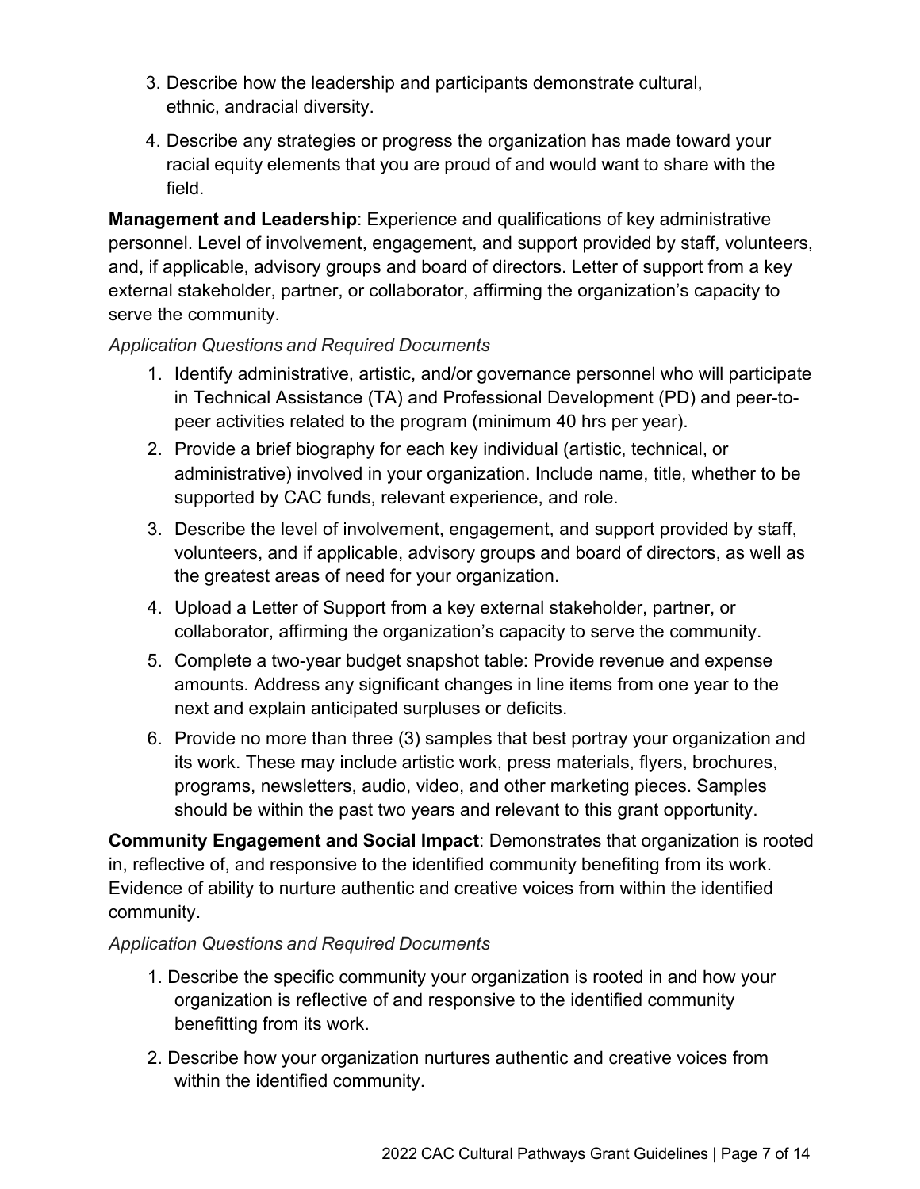3. Describe how the leadership and participants demonstrate cultural, ethnic, andracial diversity.
4. Describe any strategies or progress the organization has made toward your racial equity elements that you are proud of and would want to share with the field.

**Management and Leadership**: Experience and qualifications of key administrative personnel. Level of involvement, engagement, and support provided by staff, volunteers, and, if applicable, advisory groups and board of directors. Letter of support from a key external stakeholder, partner, or collaborator, affirming the organization's capacity to serve the community.

*Application Questions and Required Documents*

1. Identify administrative, artistic, and/or governance personnel who will participate in Technical Assistance (TA) and Professional Development (PD) and peer-to-peer activities related to the program (minimum 40 hrs per year).
2. Provide a brief biography for each key individual (artistic, technical, or administrative) involved in your organization. Include name, title, whether to be supported by CAC funds, relevant experience, and role.
3. Describe the level of involvement, engagement, and support provided by staff, volunteers, and if applicable, advisory groups and board of directors, as well as the greatest areas of need for your organization.
4. Upload a Letter of Support from a key external stakeholder, partner, or collaborator, affirming the organization's capacity to serve the community.
5. Complete a two-year budget snapshot table: Provide revenue and expense amounts. Address any significant changes in line items from one year to the next and explain anticipated surpluses or deficits.
6. Provide no more than three (3) samples that best portray your organization and its work. These may include artistic work, press materials, flyers, brochures, programs, newsletters, audio, video, and other marketing pieces. Samples should be within the past two years and relevant to this grant opportunity.

**Community Engagement and Social Impact**: Demonstrates that organization is rooted in, reflective of, and responsive to the identified community benefiting from its work. Evidence of ability to nurture authentic and creative voices from within the identified community.

*Application Questions and Required Documents*

1. Describe the specific community your organization is rooted in and how your organization is reflective of and responsive to the identified community benefitting from its work.
2. Describe how your organization nurtures authentic and creative voices from within the identified community.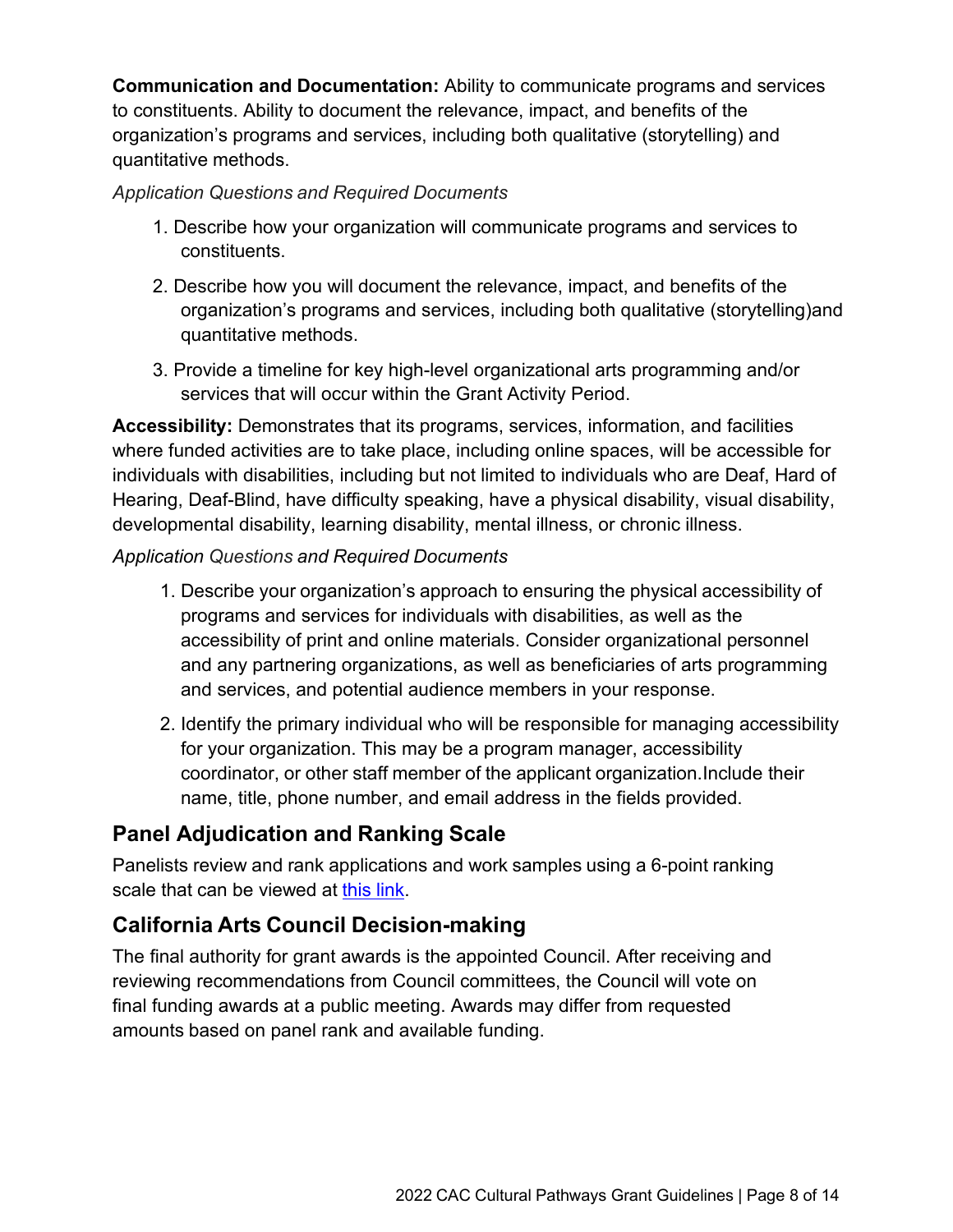**Communication and Documentation:** Ability to communicate programs and services to constituents. Ability to document the relevance, impact, and benefits of the organization's programs and services, including both qualitative (storytelling) and quantitative methods.

*Application Questions and Required Documents*

1. Describe how your organization will communicate programs and services to constituents.
2. Describe how you will document the relevance, impact, and benefits of the organization's programs and services, including both qualitative (storytelling)and quantitative methods.
3. Provide a timeline for key high-level organizational arts programming and/or services that will occur within the Grant Activity Period.

**Accessibility:** Demonstrates that its programs, services, information, and facilities where funded activities are to take place, including online spaces, will be accessible for individuals with disabilities, including but not limited to individuals who are Deaf, Hard of Hearing, Deaf-Blind, have difficulty speaking, have a physical disability, visual disability, developmental disability, learning disability, mental illness, or chronic illness.

*Application Questions and Required Documents*

1. Describe your organization's approach to ensuring the physical accessibility of programs and services for individuals with disabilities, as well as the accessibility of print and online materials. Consider organizational personnel and any partnering organizations, as well as beneficiaries of arts programming and services, and potential audience members in your response.
2. Identify the primary individual who will be responsible for managing accessibility for your organization. This may be a program manager, accessibility coordinator, or other staff member of the applicant organization.Include their name, title, phone number, and email address in the fields provided.

## Panel Adjudication and Ranking Scale

Panelists review and rank applications and work samples using a 6-point ranking scale that can be viewed at this link.

## California Arts Council Decision-making

The final authority for grant awards is the appointed Council. After receiving and reviewing recommendations from Council committees, the Council will vote on final funding awards at a public meeting. Awards may differ from requested amounts based on panel rank and available funding.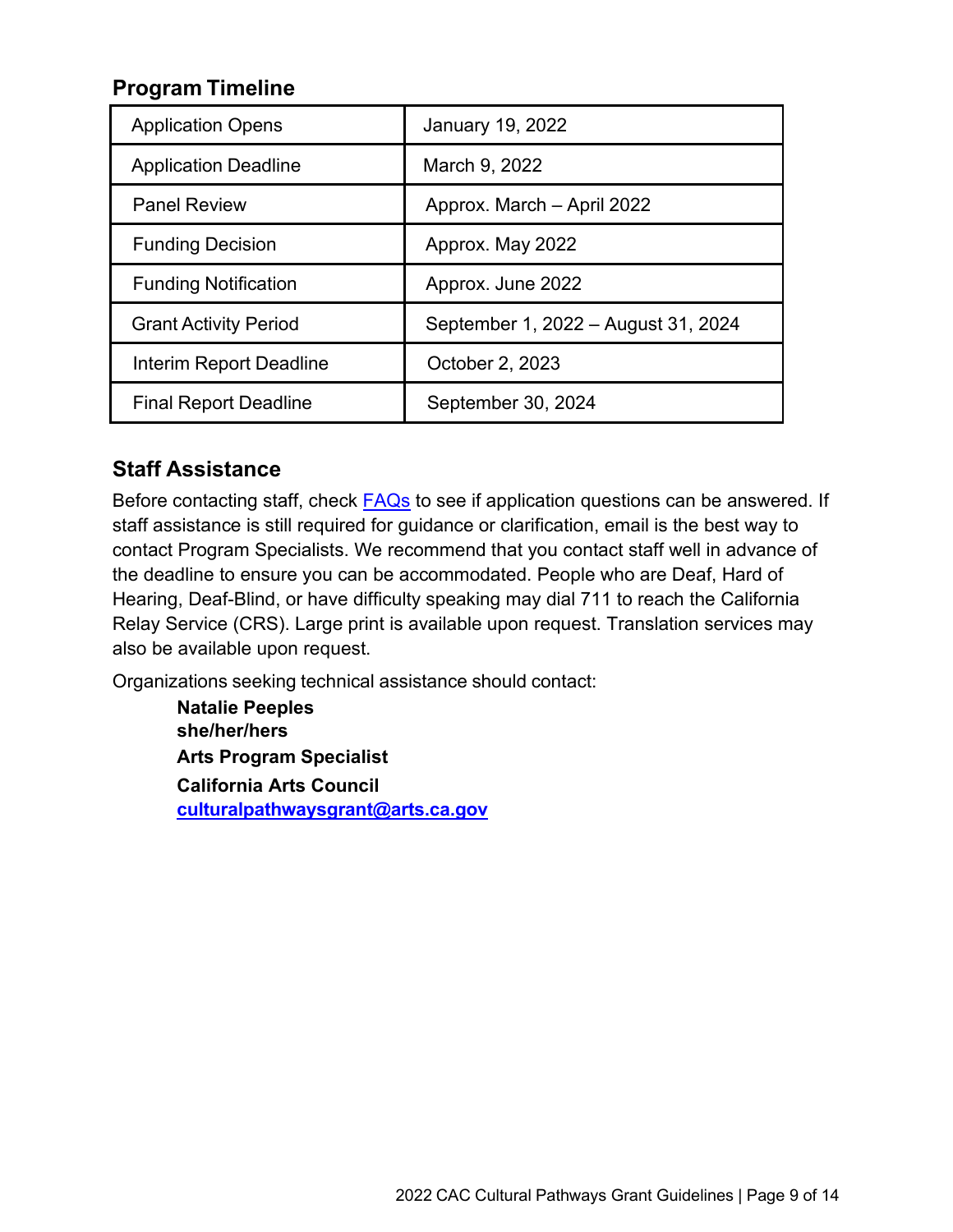## Program Timeline

| | |
|---|---|
| Application Opens | January 19, 2022 |
| Application Deadline | March 9, 2022 |
| Panel Review | Approx. March – April 2022 |
| Funding Decision | Approx. May 2022 |
| Funding Notification | Approx. June 2022 |
| Grant Activity Period | September 1, 2022 – August 31, 2024 |
| Interim Report Deadline | October 2, 2023 |
| Final Report Deadline | September 30, 2024 |

## Staff Assistance

Before contacting staff, check FAQs to see if application questions can be answered. If staff assistance is still required for guidance or clarification, email is the best way to contact Program Specialists. We recommend that you contact staff well in advance of the deadline to ensure you can be accommodated. People who are Deaf, Hard of Hearing, Deaf-Blind, or have difficulty speaking may dial 711 to reach the California Relay Service (CRS). Large print is available upon request. Translation services may also be available upon request.

Organizations seeking technical assistance should contact:

**Natalie Peeples**
**she/her/hers**
**Arts Program Specialist**
**California Arts Council**
**culturalpathwaysgrant@arts.ca.gov**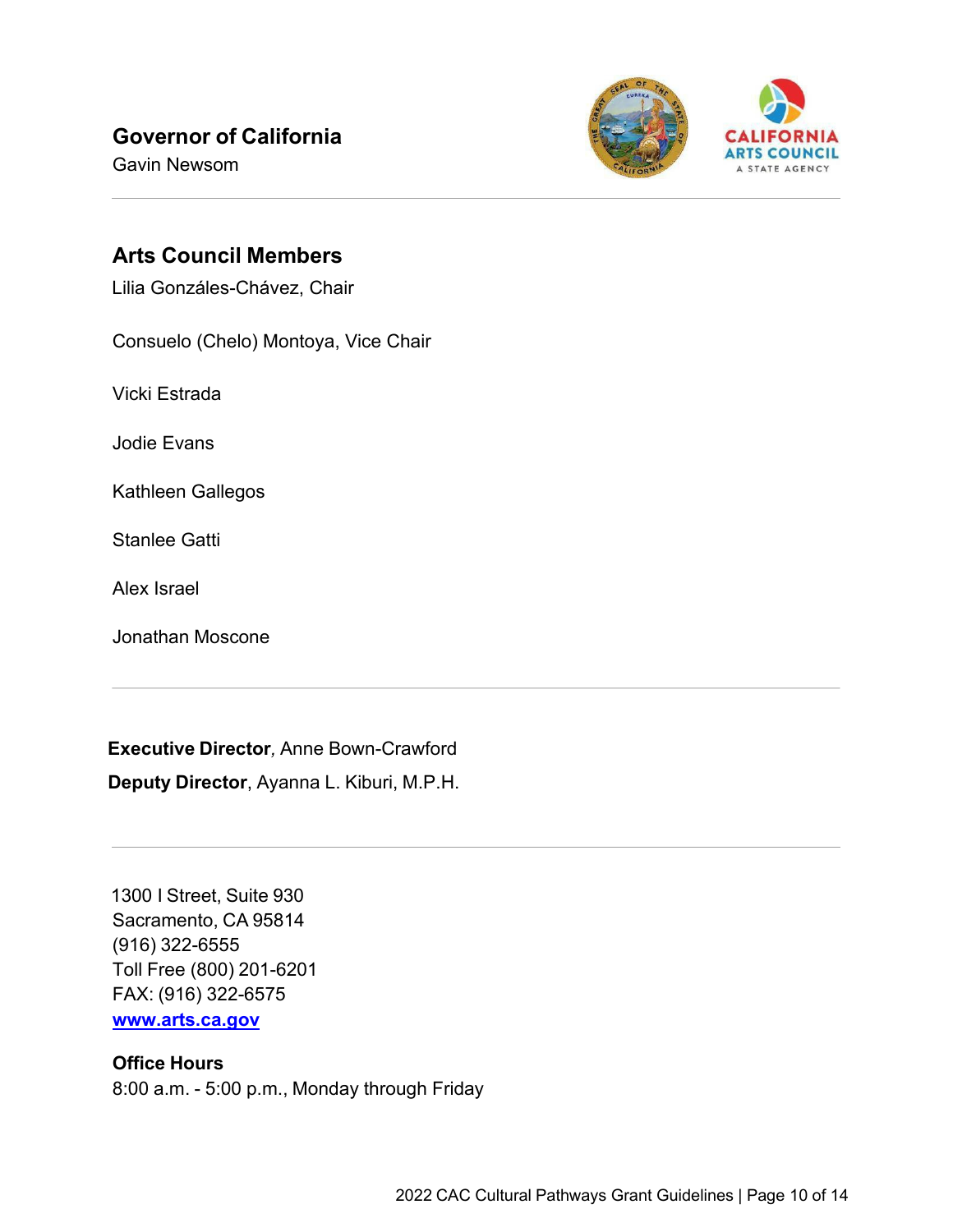## Governor of California

Gavin Newsom

---

## Arts Council Members

Lilia Gonzáles-Chávez, Chair

Consuelo (Chelo) Montoya, Vice Chair

Vicki Estrada

Jodie Evans

Kathleen Gallegos

Stanlee Gatti

Alex Israel

Jonathan Moscone

---

**Executive Director**, Anne Bown-Crawford

**Deputy Director**, Ayanna L. Kiburi, M.P.H.

---

1300 I Street, Suite 930
Sacramento, CA 95814
(916) 322-6555
Toll Free (800) 201-6201
FAX: (916) 322-6575
**[www.arts.ca.gov](http://www.arts.ca.gov)**

**Office Hours**

8:00 a.m. - 5:00 p.m., Monday through Friday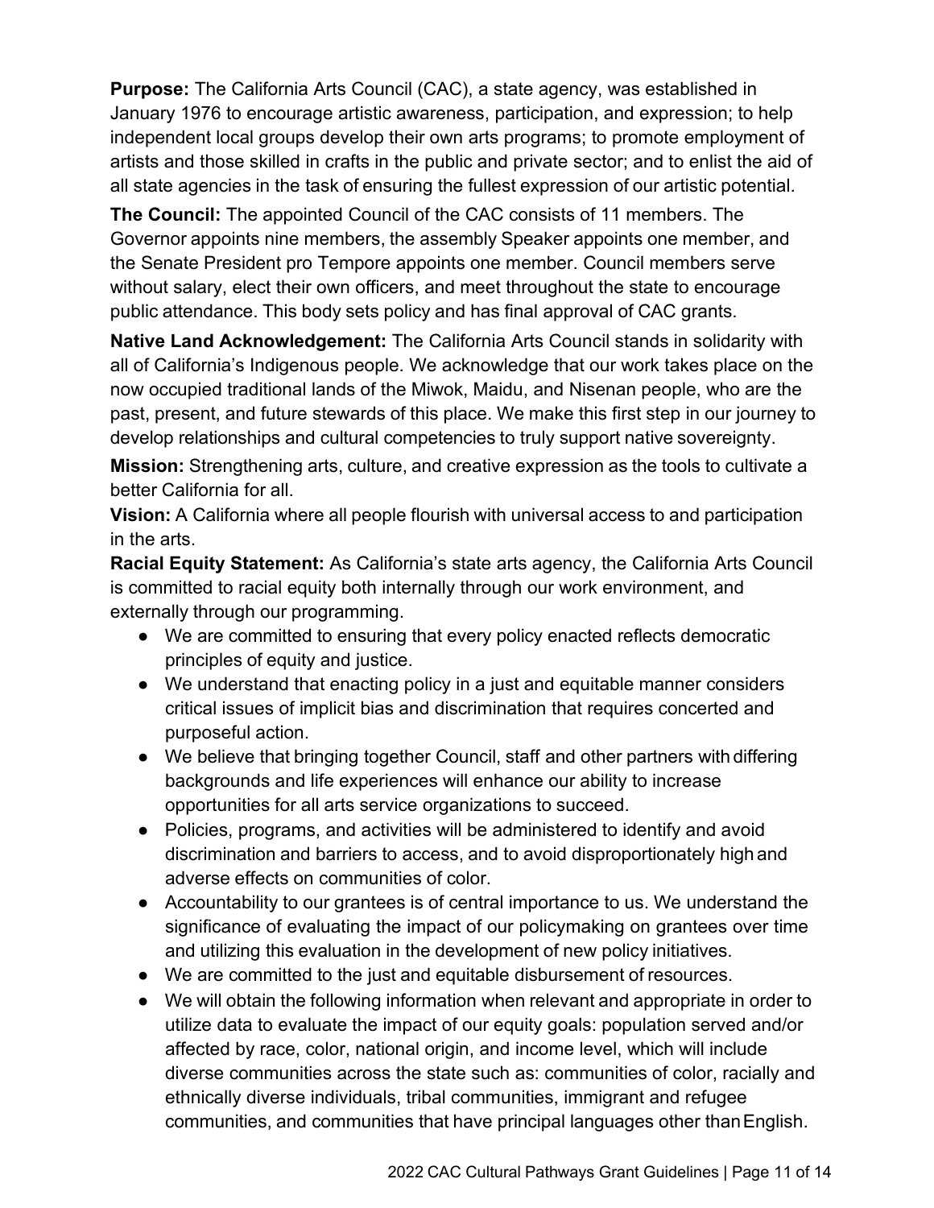**Purpose:** The California Arts Council (CAC), a state agency, was established in January 1976 to encourage artistic awareness, participation, and expression; to help independent local groups develop their own arts programs; to promote employment of artists and those skilled in crafts in the public and private sector; and to enlist the aid of all state agencies in the task of ensuring the fullest expression of our artistic potential.

**The Council:** The appointed Council of the CAC consists of 11 members. The Governor appoints nine members, the assembly Speaker appoints one member, and the Senate President pro Tempore appoints one member. Council members serve without salary, elect their own officers, and meet throughout the state to encourage public attendance. This body sets policy and has final approval of CAC grants.

**Native Land Acknowledgement:** The California Arts Council stands in solidarity with all of California's Indigenous people. We acknowledge that our work takes place on the now occupied traditional lands of the Miwok, Maidu, and Nisenan people, who are the past, present, and future stewards of this place. We make this first step in our journey to develop relationships and cultural competencies to truly support native sovereignty.

**Mission:** Strengthening arts, culture, and creative expression as the tools to cultivate a better California for all.

**Vision:** A California where all people flourish with universal access to and participation in the arts.

**Racial Equity Statement:** As California's state arts agency, the California Arts Council is committed to racial equity both internally through our work environment, and externally through our programming.

- We are committed to ensuring that every policy enacted reflects democratic principles of equity and justice.
- We understand that enacting policy in a just and equitable manner considers critical issues of implicit bias and discrimination that requires concerted and purposeful action.
- We believe that bringing together Council, staff and other partners with differing backgrounds and life experiences will enhance our ability to increase opportunities for all arts service organizations to succeed.
- Policies, programs, and activities will be administered to identify and avoid discrimination and barriers to access, and to avoid disproportionately high and adverse effects on communities of color.
- Accountability to our grantees is of central importance to us. We understand the significance of evaluating the impact of our policymaking on grantees over time and utilizing this evaluation in the development of new policy initiatives.
- We are committed to the just and equitable disbursement of resources.
- We will obtain the following information when relevant and appropriate in order to utilize data to evaluate the impact of our equity goals: population served and/or affected by race, color, national origin, and income level, which will include diverse communities across the state such as: communities of color, racially and ethnically diverse individuals, tribal communities, immigrant and refugee communities, and communities that have principal languages other than English.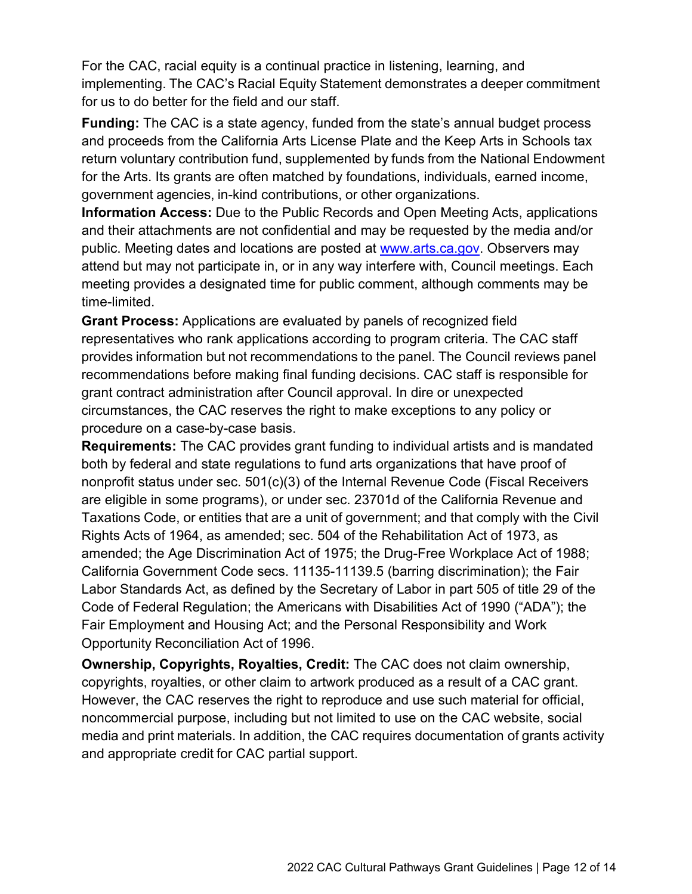For the CAC, racial equity is a continual practice in listening, learning, and implementing. The CAC's Racial Equity Statement demonstrates a deeper commitment for us to do better for the field and our staff.

**Funding:** The CAC is a state agency, funded from the state's annual budget process and proceeds from the California Arts License Plate and the Keep Arts in Schools tax return voluntary contribution fund, supplemented by funds from the National Endowment for the Arts. Its grants are often matched by foundations, individuals, earned income, government agencies, in-kind contributions, or other organizations.

**Information Access:** Due to the Public Records and Open Meeting Acts, applications and their attachments are not confidential and may be requested by the media and/or public. Meeting dates and locations are posted at [www.arts.ca.gov](www.arts.ca.gov). Observers may attend but may not participate in, or in any way interfere with, Council meetings. Each meeting provides a designated time for public comment, although comments may be time-limited.

**Grant Process:** Applications are evaluated by panels of recognized field representatives who rank applications according to program criteria. The CAC staff provides information but not recommendations to the panel. The Council reviews panel recommendations before making final funding decisions. CAC staff is responsible for grant contract administration after Council approval. In dire or unexpected circumstances, the CAC reserves the right to make exceptions to any policy or procedure on a case-by-case basis.

**Requirements:** The CAC provides grant funding to individual artists and is mandated both by federal and state regulations to fund arts organizations that have proof of nonprofit status under sec. 501(c)(3) of the Internal Revenue Code (Fiscal Receivers are eligible in some programs), or under sec. 23701d of the California Revenue and Taxations Code, or entities that are a unit of government; and that comply with the Civil Rights Acts of 1964, as amended; sec. 504 of the Rehabilitation Act of 1973, as amended; the Age Discrimination Act of 1975; the Drug-Free Workplace Act of 1988; California Government Code secs. 11135-11139.5 (barring discrimination); the Fair Labor Standards Act, as defined by the Secretary of Labor in part 505 of title 29 of the Code of Federal Regulation; the Americans with Disabilities Act of 1990 ("ADA"); the Fair Employment and Housing Act; and the Personal Responsibility and Work Opportunity Reconciliation Act of 1996.

**Ownership, Copyrights, Royalties, Credit:** The CAC does not claim ownership, copyrights, royalties, or other claim to artwork produced as a result of a CAC grant. However, the CAC reserves the right to reproduce and use such material for official, noncommercial purpose, including but not limited to use on the CAC website, social media and print materials. In addition, the CAC requires documentation of grants activity and appropriate credit for CAC partial support.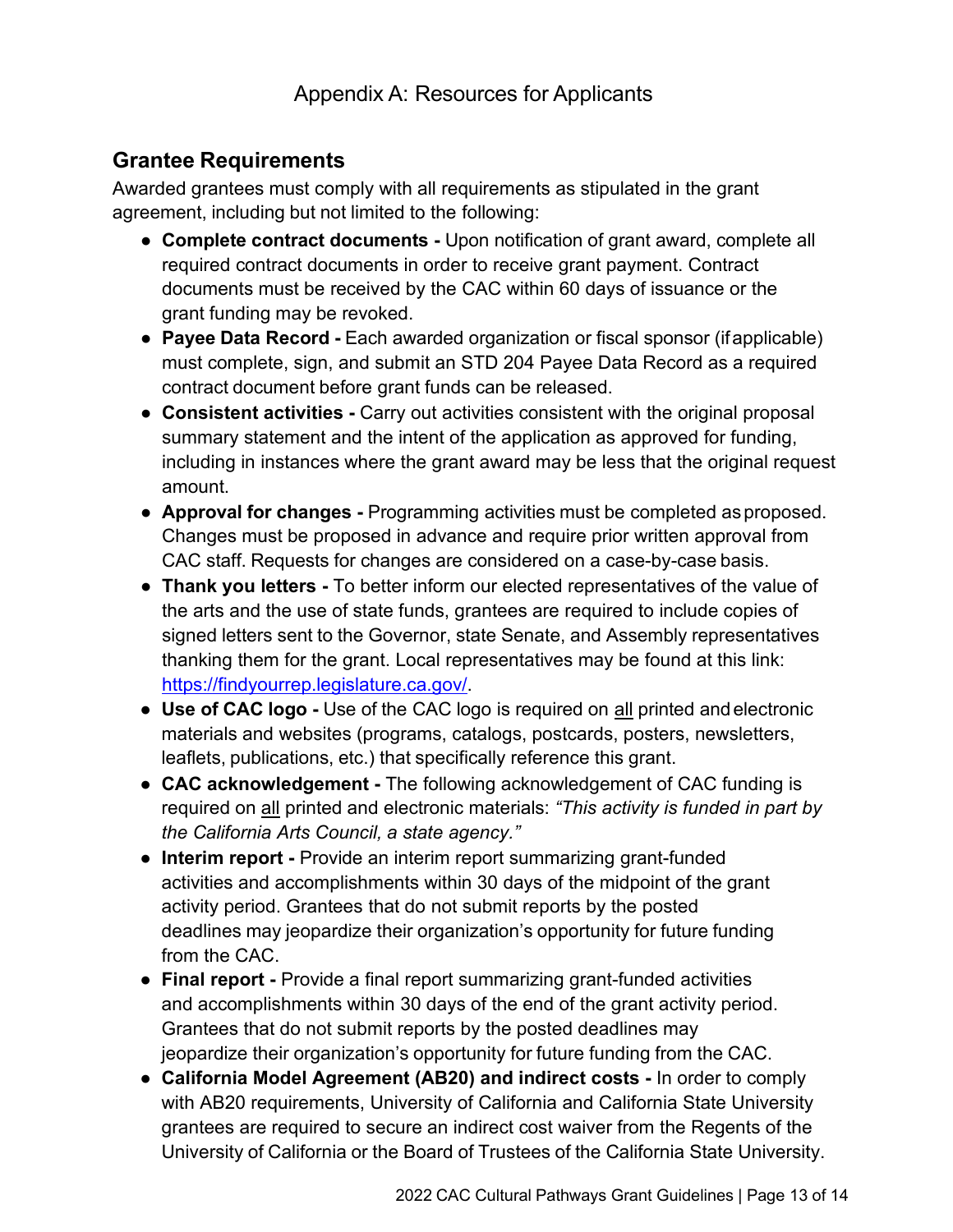# Appendix A: Resources for Applicants

## Grantee Requirements

Awarded grantees must comply with all requirements as stipulated in the grant agreement, including but not limited to the following:

- **Complete contract documents -** Upon notification of grant award, complete all required contract documents in order to receive grant payment. Contract documents must be received by the CAC within 60 days of issuance or the grant funding may be revoked.
- **Payee Data Record -** Each awarded organization or fiscal sponsor (if applicable) must complete, sign, and submit an STD 204 Payee Data Record as a required contract document before grant funds can be released.
- **Consistent activities -** Carry out activities consistent with the original proposal summary statement and the intent of the application as approved for funding, including in instances where the grant award may be less that the original request amount.
- **Approval for changes -** Programming activities must be completed as proposed. Changes must be proposed in advance and require prior written approval from CAC staff. Requests for changes are considered on a case-by-case basis.
- **Thank you letters -** To better inform our elected representatives of the value of the arts and the use of state funds, grantees are required to include copies of signed letters sent to the Governor, state Senate, and Assembly representatives thanking them for the grant. Local representatives may be found at this link: [https://findyourrep.legislature.ca.gov/](https://findyourrep.legislature.ca.gov/).
- **Use of CAC logo -** Use of the CAC logo is required on <u>all</u> printed and electronic materials and websites (programs, catalogs, postcards, posters, newsletters, leaflets, publications, etc.) that specifically reference this grant.
- **CAC acknowledgement -** The following acknowledgement of CAC funding is required on <u>all</u> printed and electronic materials: *"This activity is funded in part by the California Arts Council, a state agency."*
- **Interim report -** Provide an interim report summarizing grant-funded activities and accomplishments within 30 days of the midpoint of the grant activity period. Grantees that do not submit reports by the posted deadlines may jeopardize their organization's opportunity for future funding from the CAC.
- **Final report -** Provide a final report summarizing grant-funded activities and accomplishments within 30 days of the end of the grant activity period. Grantees that do not submit reports by the posted deadlines may jeopardize their organization's opportunity for future funding from the CAC.
- **California Model Agreement (AB20) and indirect costs -** In order to comply with AB20 requirements, University of California and California State University grantees are required to secure an indirect cost waiver from the Regents of the University of California or the Board of Trustees of the California State University.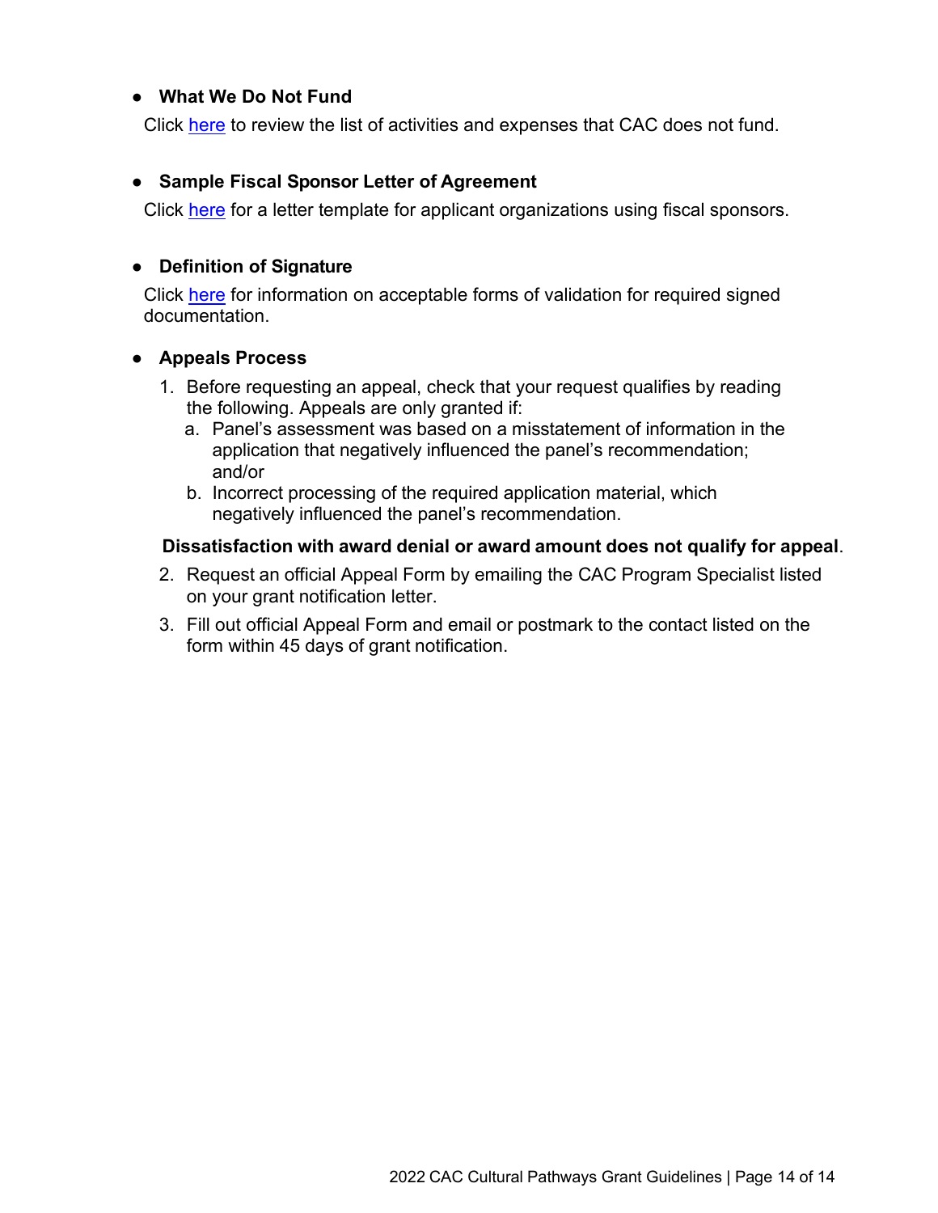- **What We Do Not Fund**

  Click here to review the list of activities and expenses that CAC does not fund.

- **Sample Fiscal Sponsor Letter of Agreement**

  Click here for a letter template for applicant organizations using fiscal sponsors.

- **Definition of Signature**

  Click here for information on acceptable forms of validation for required signed documentation.

- **Appeals Process**

  1. Before requesting an appeal, check that your request qualifies by reading the following. Appeals are only granted if:
     a. Panel's assessment was based on a misstatement of information in the application that negatively influenced the panel's recommendation; and/or
     b. Incorrect processing of the required application material, which negatively influenced the panel's recommendation.

  **Dissatisfaction with award denial or award amount does not qualify for appeal**.

  2. Request an official Appeal Form by emailing the CAC Program Specialist listed on your grant notification letter.
  3. Fill out official Appeal Form and email or postmark to the contact listed on the form within 45 days of grant notification.